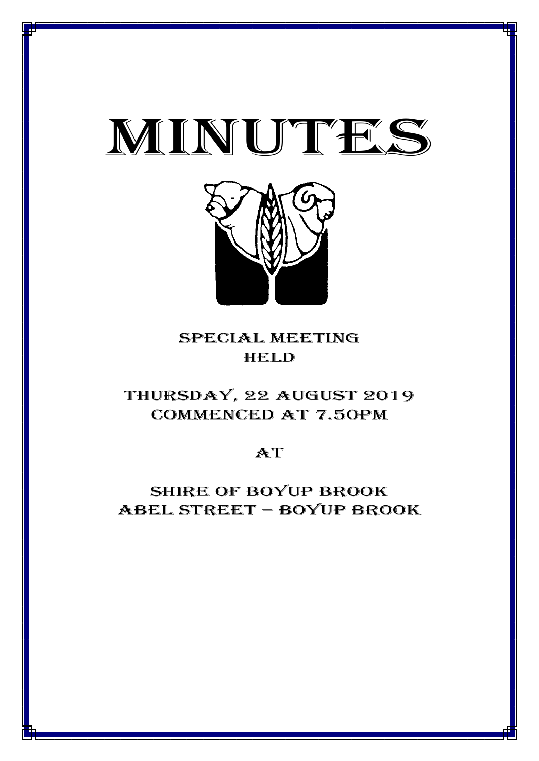# MINUTES

SPECIAL MEETING
HELD

THURSDAY, 22 AUGUST 2019
COMMENCED AT 7.50PM

AT

SHIRE OF BOYUP BROOK
ABEL STREET – BOYUP BROOK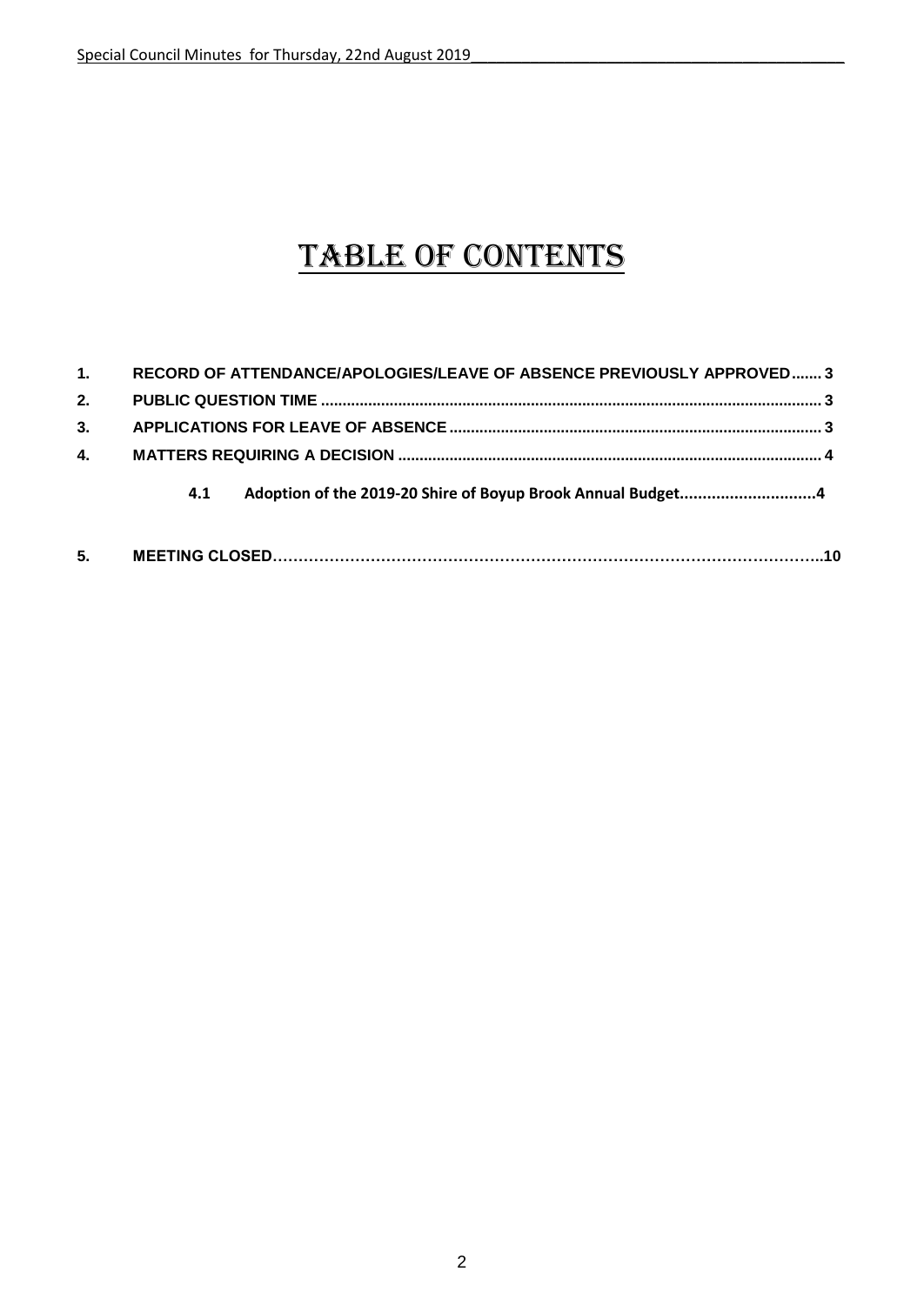# TABLE OF CONTENTS

**1. RECORD OF ATTENDANCE/APOLOGIES/LEAVE OF ABSENCE PREVIOUSLY APPROVED....... 3**

**2. PUBLIC QUESTION TIME ................................................................................................................... 3**

**3. APPLICATIONS FOR LEAVE OF ABSENCE ...................................................................................... 3**

**4. MATTERS REQUIRING A DECISION .................................................................................................. 4**

**4.1 Adoption of the 2019-20 Shire of Boyup Brook Annual Budget..............................4**

**5. MEETING CLOSED……………………………………………………………………………………………..10**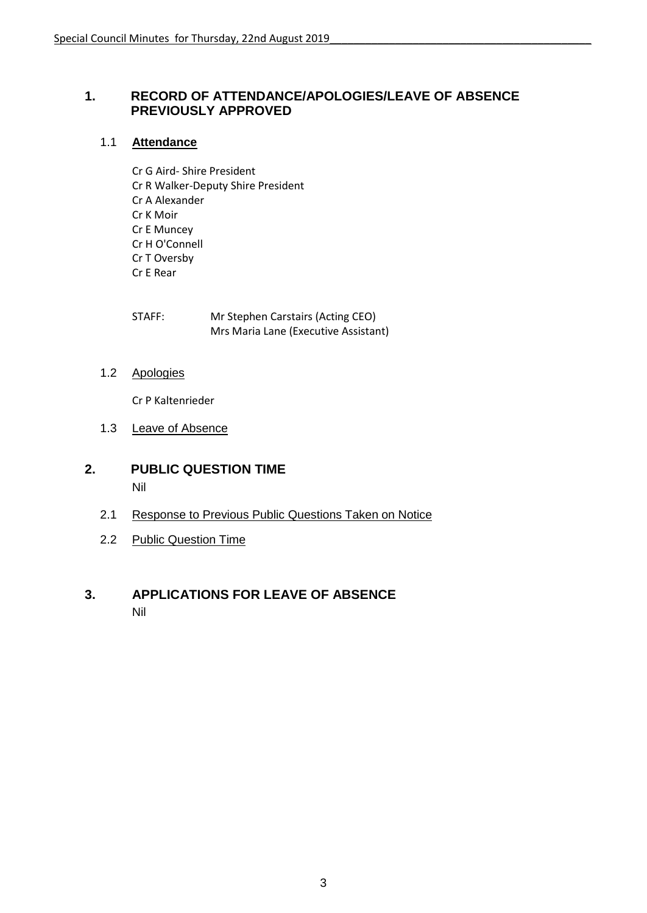## 1. RECORD OF ATTENDANCE/APOLOGIES/LEAVE OF ABSENCE PREVIOUSLY APPROVED

### 1.1 **Attendance**

Cr G Aird- Shire President
Cr R Walker-Deputy Shire President
Cr A Alexander
Cr K Moir
Cr E Muncey
Cr H O'Connell
Cr T Oversby
Cr E Rear

STAFF: Mr Stephen Carstairs (Acting CEO)
Mrs Maria Lane (Executive Assistant)

### 1.2 Apologies

Cr P Kaltenrieder

### 1.3 Leave of Absence

## 2. PUBLIC QUESTION TIME

Nil

### 2.1 Response to Previous Public Questions Taken on Notice

### 2.2 Public Question Time

## 3. APPLICATIONS FOR LEAVE OF ABSENCE

Nil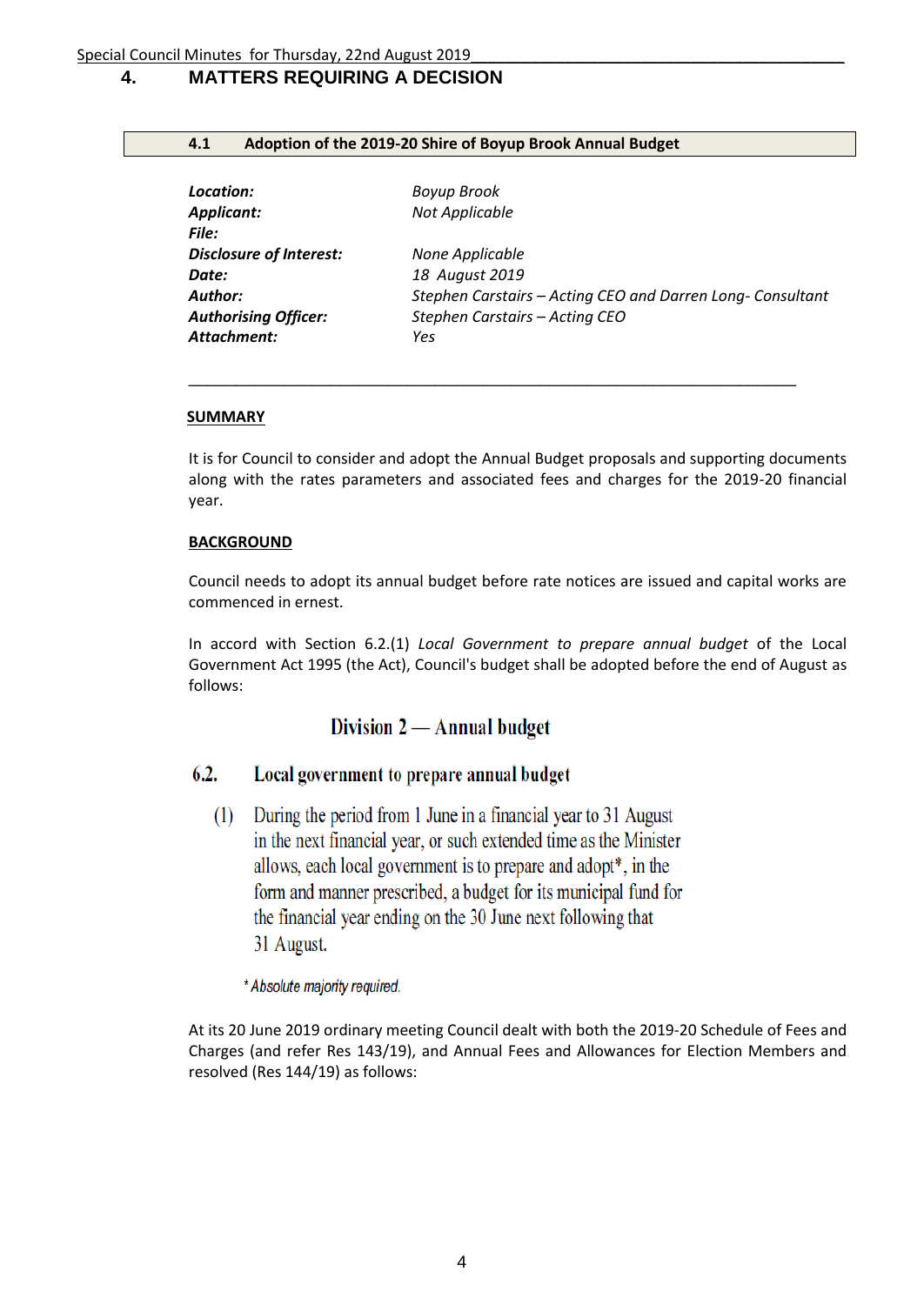## 4. MATTERS REQUIRING A DECISION

### 4.1 Adoption of the 2019-20 Shire of Boyup Brook Annual Budget

| | |
|---|---|
| ***Location:*** | *Boyup Brook* |
| ***Applicant:*** | *Not Applicable* |
| ***File:*** | |
| ***Disclosure of Interest:*** | *None Applicable* |
| ***Date:*** | *18 August 2019* |
| ***Author:*** | *Stephen Carstairs – Acting CEO and Darren Long- Consultant* |
| ***Authorising Officer:*** | *Stephen Carstairs – Acting CEO* |
| ***Attachment:*** | *Yes* |

---

**SUMMARY**

It is for Council to consider and adopt the Annual Budget proposals and supporting documents along with the rates parameters and associated fees and charges for the 2019-20 financial year.

**BACKGROUND**

Council needs to adopt its annual budget before rate notices are issued and capital works are commenced in ernest.

In accord with Section 6.2.(1) *Local Government to prepare annual budget* of the Local Government Act 1995 (the Act), Council's budget shall be adopted before the end of August as follows:

> **Division 2 — Annual budget**
>
> **6.2. Local government to prepare annual budget**
>
> (1) During the period from 1 June in a financial year to 31 August in the next financial year, or such extended time as the Minister allows, each local government is to prepare and adopt*, in the form and manner prescribed, a budget for its municipal fund for the financial year ending on the 30 June next following that 31 August.
>
> *\* Absolute majority required.*

At its 20 June 2019 ordinary meeting Council dealt with both the 2019-20 Schedule of Fees and Charges (and refer Res 143/19), and Annual Fees and Allowances for Election Members and resolved (Res 144/19) as follows: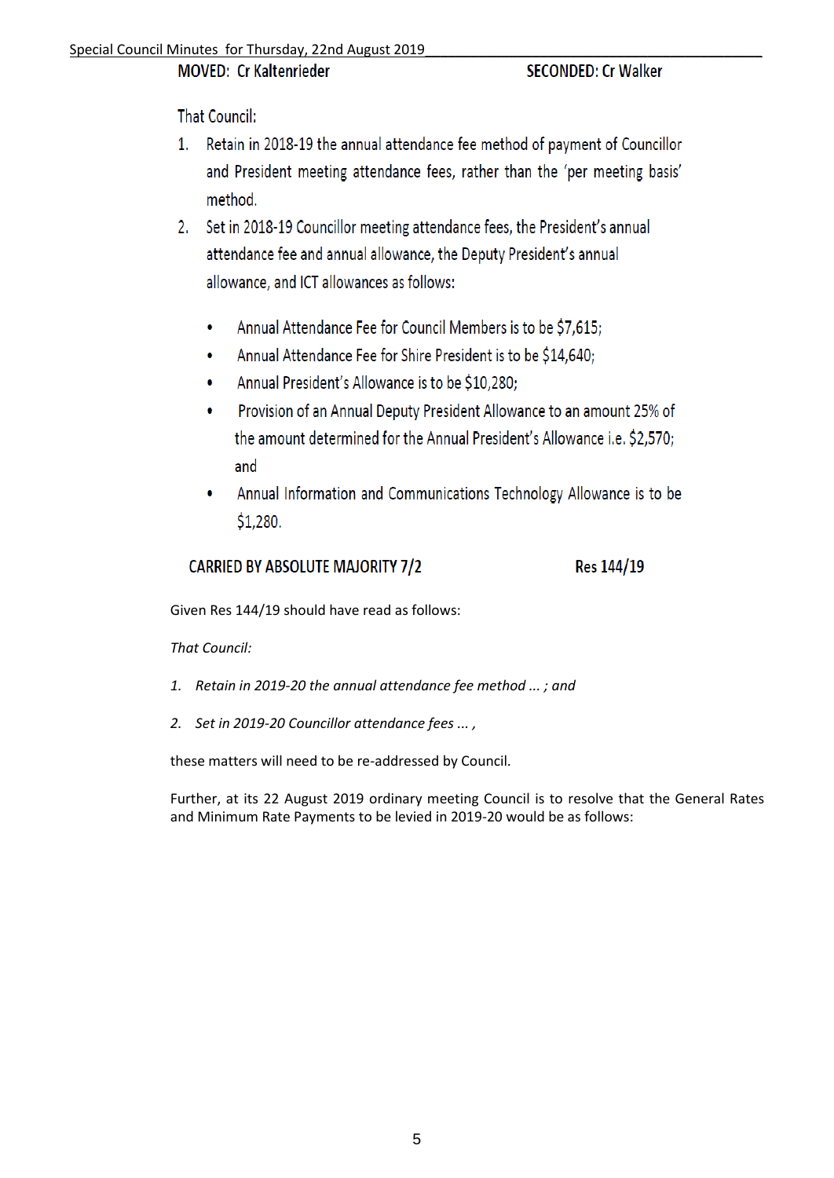**MOVED: Cr Kaltenrieder** **SECONDED: Cr Walker**

That Council:

1. Retain in 2018-19 the annual attendance fee method of payment of Councillor and President meeting attendance fees, rather than the 'per meeting basis' method.
2. Set in 2018-19 Councillor meeting attendance fees, the President's annual attendance fee and annual allowance, the Deputy President's annual allowance, and ICT allowances as follows:

   - Annual Attendance Fee for Council Members is to be $7,615;
   - Annual Attendance Fee for Shire President is to be $14,640;
   - Annual President's Allowance is to be $10,280;
   - Provision of an Annual Deputy President Allowance to an amount 25% of the amount determined for the Annual President's Allowance i.e. $2,570; and
   - Annual Information and Communications Technology Allowance is to be $1,280.

**CARRIED BY ABSOLUTE MAJORITY 7/2** **Res 144/19**

Given Res 144/19 should have read as follows:

*That Council:*

1. *Retain in 2019-20 the annual attendance fee method ... ; and*
2. *Set in 2019-20 Councillor attendance fees ... ,*

these matters will need to be re-addressed by Council.

Further, at its 22 August 2019 ordinary meeting Council is to resolve that the General Rates and Minimum Rate Payments to be levied in 2019-20 would be as follows: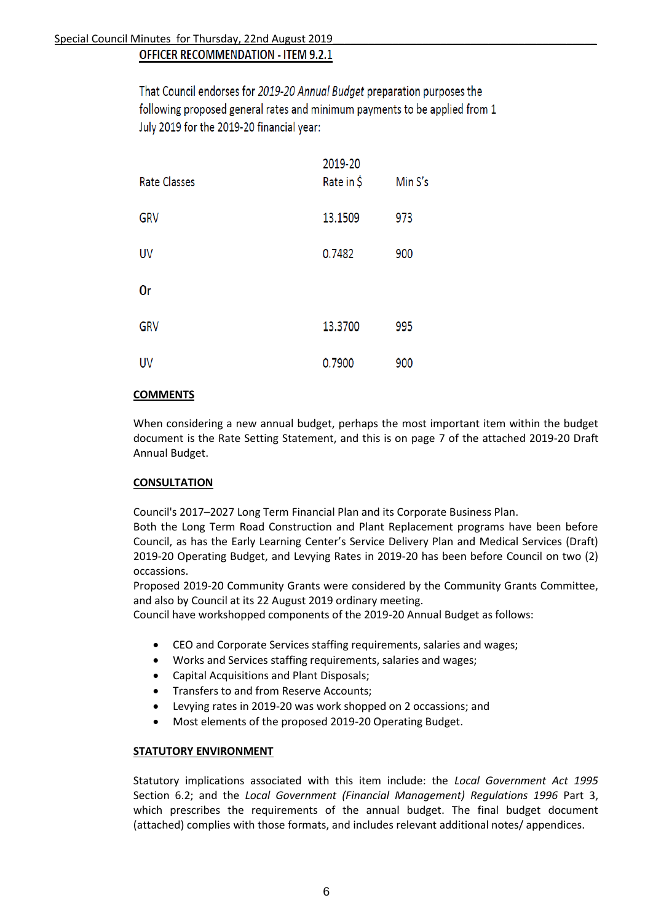## OFFICER RECOMMENDATION - ITEM 9.2.1

That Council endorses for *2019-20 Annual Budget* preparation purposes the following proposed general rates and minimum payments to be applied from 1 July 2019 for the 2019-20 financial year:

| Rate Classes | 2019-20 Rate in $ | Min $'s |
|---|---|---|
| GRV | 13.1509 | 973 |
| UV | 0.7482 | 900 |
| **Or** | | |
| GRV | 13.3700 | 995 |
| UV | 0.7900 | 900 |

**COMMENTS**

When considering a new annual budget, perhaps the most important item within the budget document is the Rate Setting Statement, and this is on page 7 of the attached 2019-20 Draft Annual Budget.

**CONSULTATION**

Council's 2017–2027 Long Term Financial Plan and its Corporate Business Plan.
Both the Long Term Road Construction and Plant Replacement programs have been before Council, as has the Early Learning Center's Service Delivery Plan and Medical Services (Draft) 2019-20 Operating Budget, and Levying Rates in 2019-20 has been before Council on two (2) occassions.
Proposed 2019-20 Community Grants were considered by the Community Grants Committee, and also by Council at its 22 August 2019 ordinary meeting.
Council have workshopped components of the 2019-20 Annual Budget as follows:

- CEO and Corporate Services staffing requirements, salaries and wages;
- Works and Services staffing requirements, salaries and wages;
- Capital Acquisitions and Plant Disposals;
- Transfers to and from Reserve Accounts;
- Levying rates in 2019-20 was work shopped on 2 occassions; and
- Most elements of the proposed 2019-20 Operating Budget.

**STATUTORY ENVIRONMENT**

Statutory implications associated with this item include: the *Local Government Act 1995* Section 6.2; and the *Local Government (Financial Management) Regulations 1996* Part 3, which prescribes the requirements of the annual budget. The final budget document (attached) complies with those formats, and includes relevant additional notes/ appendices.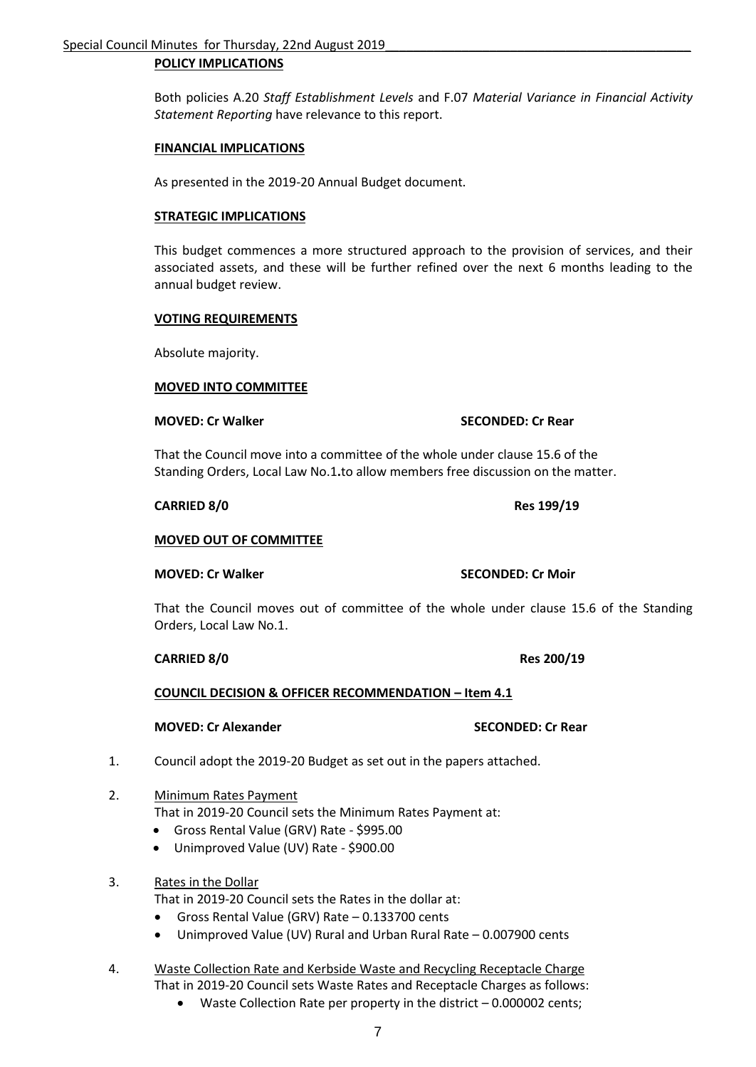**POLICY IMPLICATIONS**

Both policies A.20 *Staff Establishment Levels* and F.07 *Material Variance in Financial Activity Statement Reporting* have relevance to this report.

**FINANCIAL IMPLICATIONS**

As presented in the 2019-20 Annual Budget document.

**STRATEGIC IMPLICATIONS**

This budget commences a more structured approach to the provision of services, and their associated assets, and these will be further refined over the next 6 months leading to the annual budget review.

**VOTING REQUIREMENTS**

Absolute majority.

**MOVED INTO COMMITTEE**

**MOVED: Cr Walker** **SECONDED: Cr Rear**

That the Council move into a committee of the whole under clause 15.6 of the Standing Orders, Local Law No.1**.**to allow members free discussion on the matter.

**CARRIED 8/0** **Res 199/19**

**MOVED OUT OF COMMITTEE**

**MOVED: Cr Walker** **SECONDED: Cr Moir**

That the Council moves out of committee of the whole under clause 15.6 of the Standing Orders, Local Law No.1.

**CARRIED 8/0** **Res 200/19**

**COUNCIL DECISION & OFFICER RECOMMENDATION – Item 4.1**

**MOVED: Cr Alexander** **SECONDED: Cr Rear**

1. Council adopt the 2019-20 Budget as set out in the papers attached.

2. Minimum Rates Payment
   That in 2019-20 Council sets the Minimum Rates Payment at:
   - Gross Rental Value (GRV) Rate - $995.00
   - Unimproved Value (UV) Rate - $900.00

3. Rates in the Dollar
   That in 2019-20 Council sets the Rates in the dollar at:
   - Gross Rental Value (GRV) Rate – 0.133700 cents
   - Unimproved Value (UV) Rural and Urban Rural Rate – 0.007900 cents

4. Waste Collection Rate and Kerbside Waste and Recycling Receptacle Charge
   That in 2019-20 Council sets Waste Rates and Receptacle Charges as follows:
   - Waste Collection Rate per property in the district – 0.000002 cents;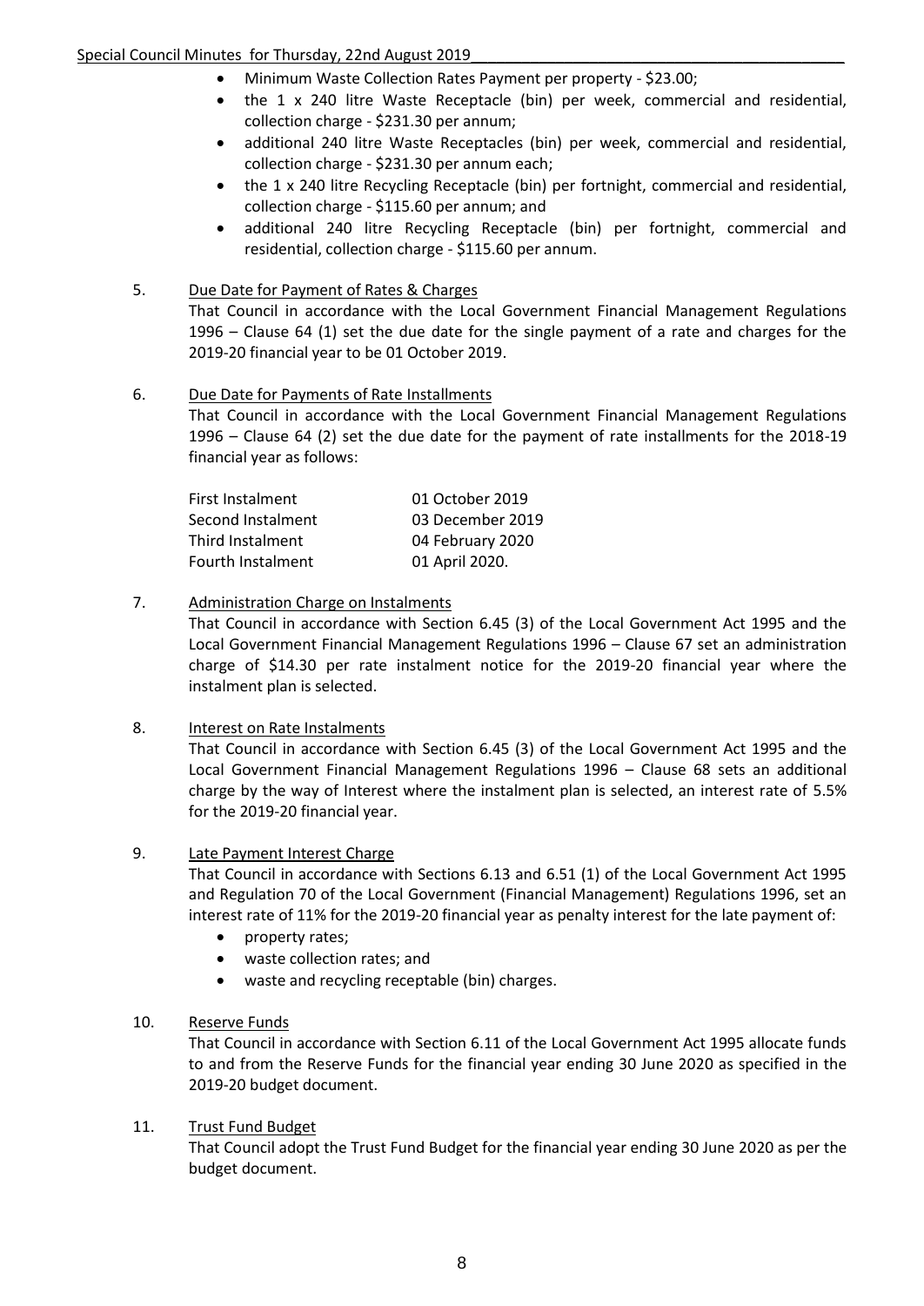- Minimum Waste Collection Rates Payment per property - $23.00;
- the 1 x 240 litre Waste Receptacle (bin) per week, commercial and residential, collection charge - $231.30 per annum;
- additional 240 litre Waste Receptacles (bin) per week, commercial and residential, collection charge - $231.30 per annum each;
- the 1 x 240 litre Recycling Receptacle (bin) per fortnight, commercial and residential, collection charge - $115.60 per annum; and
- additional 240 litre Recycling Receptacle (bin) per fortnight, commercial and residential, collection charge - $115.60 per annum.

5. Due Date for Payment of Rates & Charges

   That Council in accordance with the Local Government Financial Management Regulations 1996 – Clause 64 (1) set the due date for the single payment of a rate and charges for the 2019-20 financial year to be 01 October 2019.

6. Due Date for Payments of Rate Installments

   That Council in accordance with the Local Government Financial Management Regulations 1996 – Clause 64 (2) set the due date for the payment of rate installments for the 2018-19 financial year as follows:

   | | |
   |---|---|
   | First Instalment | 01 October 2019 |
   | Second Instalment | 03 December 2019 |
   | Third Instalment | 04 February 2020 |
   | Fourth Instalment | 01 April 2020. |

7. Administration Charge on Instalments

   That Council in accordance with Section 6.45 (3) of the Local Government Act 1995 and the Local Government Financial Management Regulations 1996 – Clause 67 set an administration charge of $14.30 per rate instalment notice for the 2019-20 financial year where the instalment plan is selected.

8. Interest on Rate Instalments

   That Council in accordance with Section 6.45 (3) of the Local Government Act 1995 and the Local Government Financial Management Regulations 1996 – Clause 68 sets an additional charge by the way of Interest where the instalment plan is selected, an interest rate of 5.5% for the 2019-20 financial year.

9. Late Payment Interest Charge

   That Council in accordance with Sections 6.13 and 6.51 (1) of the Local Government Act 1995 and Regulation 70 of the Local Government (Financial Management) Regulations 1996, set an interest rate of 11% for the 2019-20 financial year as penalty interest for the late payment of:

   - property rates;
   - waste collection rates; and
   - waste and recycling receptable (bin) charges.

10. Reserve Funds

    That Council in accordance with Section 6.11 of the Local Government Act 1995 allocate funds to and from the Reserve Funds for the financial year ending 30 June 2020 as specified in the 2019-20 budget document.

11. Trust Fund Budget

    That Council adopt the Trust Fund Budget for the financial year ending 30 June 2020 as per the budget document.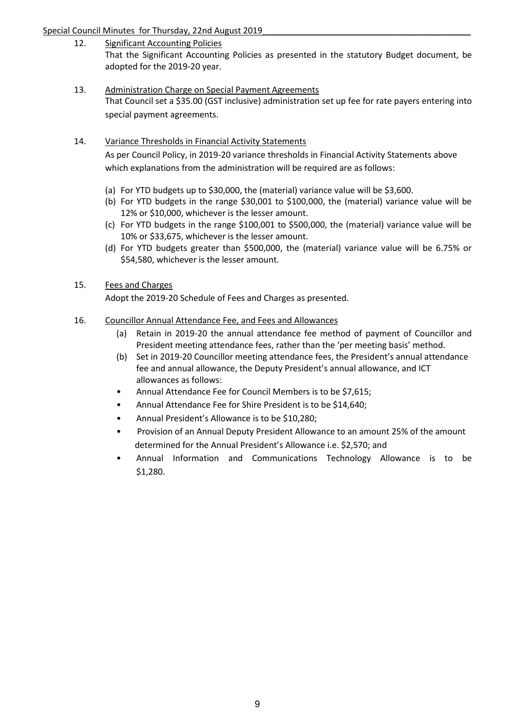12. Significant Accounting Policies

    That the Significant Accounting Policies as presented in the statutory Budget document, be adopted for the 2019-20 year.

13. Administration Charge on Special Payment Agreements

    That Council set a $35.00 (GST inclusive) administration set up fee for rate payers entering into special payment agreements.

14. Variance Thresholds in Financial Activity Statements

    As per Council Policy, in 2019-20 variance thresholds in Financial Activity Statements above which explanations from the administration will be required are as follows:

    (a) For YTD budgets up to $30,000, the (material) variance value will be $3,600.
    (b) For YTD budgets in the range $30,001 to $100,000, the (material) variance value will be 12% or $10,000, whichever is the lesser amount.
    (c) For YTD budgets in the range $100,001 to $500,000, the (material) variance value will be 10% or $33,675, whichever is the lesser amount.
    (d) For YTD budgets greater than $500,000, the (material) variance value will be 6.75% or $54,580, whichever is the lesser amount.

15. Fees and Charges

    Adopt the 2019-20 Schedule of Fees and Charges as presented.

16. Councillor Annual Attendance Fee, and Fees and Allowances

    (a) Retain in 2019-20 the annual attendance fee method of payment of Councillor and President meeting attendance fees, rather than the 'per meeting basis' method.
    (b) Set in 2019-20 Councillor meeting attendance fees, the President's annual attendance fee and annual allowance, the Deputy President's annual allowance, and ICT allowances as follows:
    - Annual Attendance Fee for Council Members is to be $7,615;
    - Annual Attendance Fee for Shire President is to be $14,640;
    - Annual President's Allowance is to be $10,280;
    - Provision of an Annual Deputy President Allowance to an amount 25% of the amount determined for the Annual President's Allowance i.e. $2,570; and
    - Annual Information and Communications Technology Allowance is to be $1,280.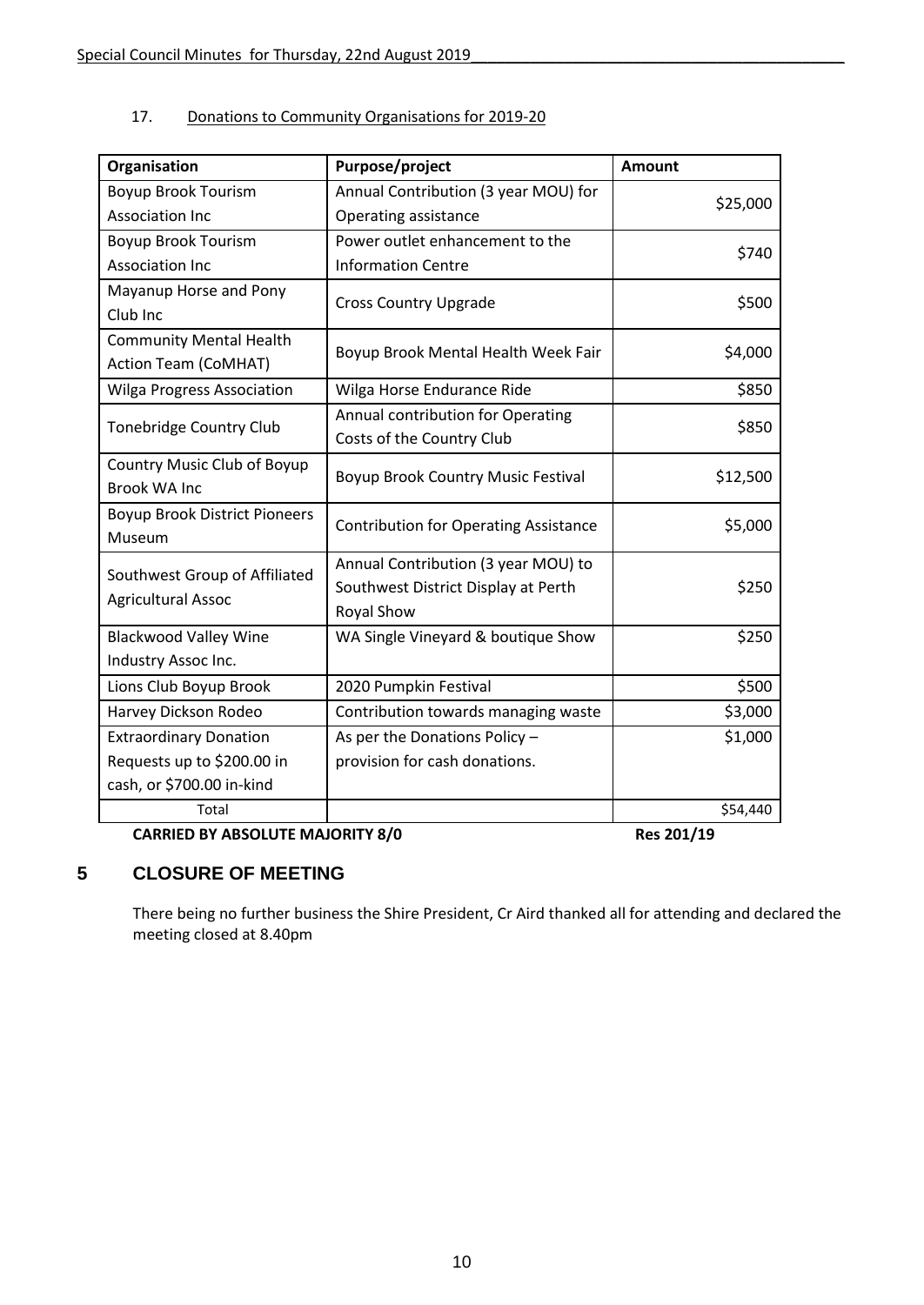17. Donations to Community Organisations for 2019-20

| Organisation | Purpose/project | Amount |
|---|---|---|
| Boyup Brook Tourism Association Inc | Annual Contribution (3 year MOU) for Operating assistance | \$25,000 |
| Boyup Brook Tourism Association Inc | Power outlet enhancement to the Information Centre | \$740 |
| Mayanup Horse and Pony Club Inc | Cross Country Upgrade | \$500 |
| Community Mental Health Action Team (CoMHAT) | Boyup Brook Mental Health Week Fair | \$4,000 |
| Wilga Progress Association | Wilga Horse Endurance Ride | \$850 |
| Tonebridge Country Club | Annual contribution for Operating Costs of the Country Club | \$850 |
| Country Music Club of Boyup Brook WA Inc | Boyup Brook Country Music Festival | \$12,500 |
| Boyup Brook District Pioneers Museum | Contribution for Operating Assistance | \$5,000 |
| Southwest Group of Affiliated Agricultural Assoc | Annual Contribution (3 year MOU) to Southwest District Display at Perth Royal Show | \$250 |
| Blackwood Valley Wine Industry Assoc Inc. | WA Single Vineyard & boutique Show | \$250 |
| Lions Club Boyup Brook | 2020 Pumpkin Festival | \$500 |
| Harvey Dickson Rodeo | Contribution towards managing waste | \$3,000 |
| Extraordinary Donation Requests up to \$200.00 in cash, or \$700.00 in-kind | As per the Donations Policy – provision for cash donations. | \$1,000 |
| Total | | \$54,440 |

**CARRIED BY ABSOLUTE MAJORITY 8/0** **Res 201/19**

## 5 CLOSURE OF MEETING

There being no further business the Shire President, Cr Aird thanked all for attending and declared the meeting closed at 8.40pm